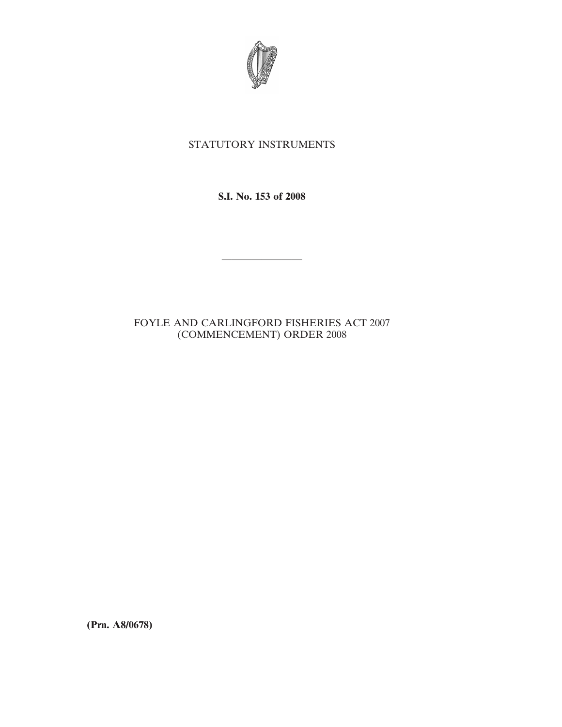STATUTORY INSTRUMENTS

**S.I. No. 153 of 2008**

---

FOYLE AND CARLINGFORD FISHERIES ACT 2007
(COMMENCEMENT) ORDER 2008

**(Prn. A8/0678)**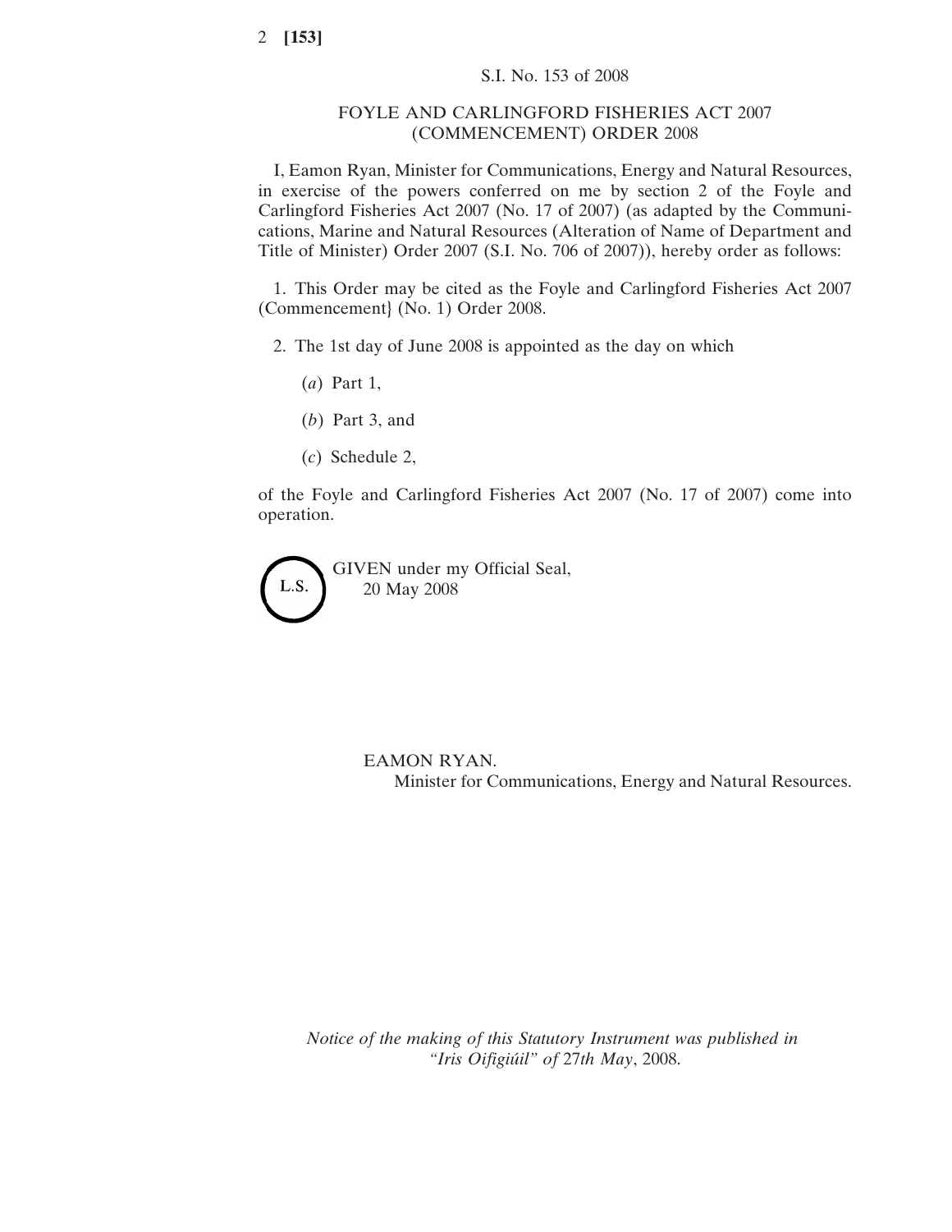S.I. No. 153 of 2008

# FOYLE AND CARLINGFORD FISHERIES ACT 2007 (COMMENCEMENT) ORDER 2008

I, Eamon Ryan, Minister for Communications, Energy and Natural Resources, in exercise of the powers conferred on me by section 2 of the Foyle and Carlingford Fisheries Act 2007 (No. 17 of 2007) (as adapted by the Communications, Marine and Natural Resources (Alteration of Name of Department and Title of Minister) Order 2007 (S.I. No. 706 of 2007)), hereby order as follows:

1. This Order may be cited as the Foyle and Carlingford Fisheries Act 2007 (Commencement} (No. 1) Order 2008.

2. The 1st day of June 2008 is appointed as the day on which

   (*a*) Part 1,

   (*b*) Part 3, and

   (*c*) Schedule 2,

of the Foyle and Carlingford Fisheries Act 2007 (No. 17 of 2007) come into operation.

L.S.

GIVEN under my Official Seal,
20 May 2008

EAMON RYAN.
Minister for Communications, Energy and Natural Resources.

*Notice of the making of this Statutory Instrument was published in "Iris Oifigiúil" of* 27*th May*, 2008.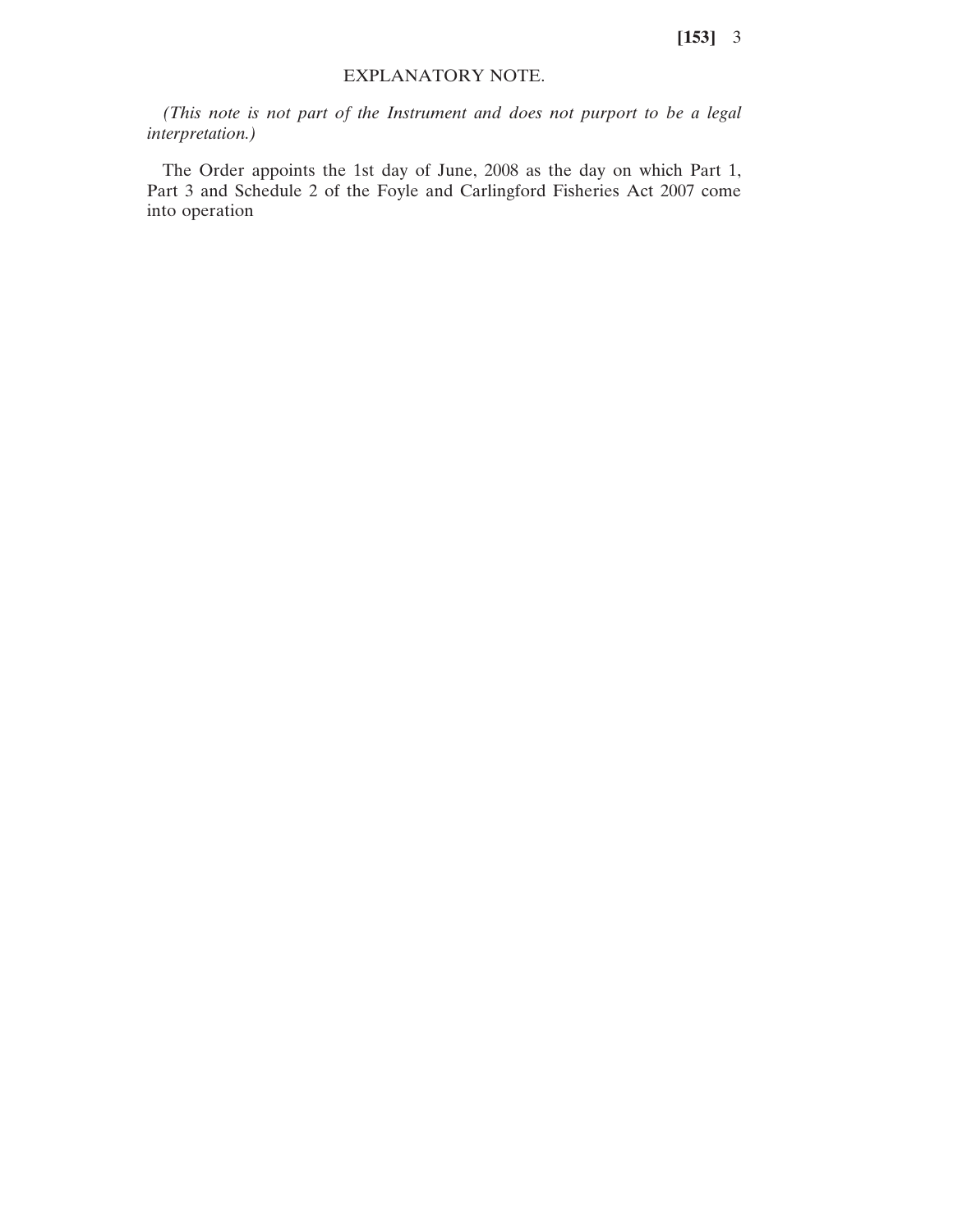## EXPLANATORY NOTE.

*(This note is not part of the Instrument and does not purport to be a legal interpretation.)*

The Order appoints the 1st day of June, 2008 as the day on which Part 1, Part 3 and Schedule 2 of the Foyle and Carlingford Fisheries Act 2007 come into operation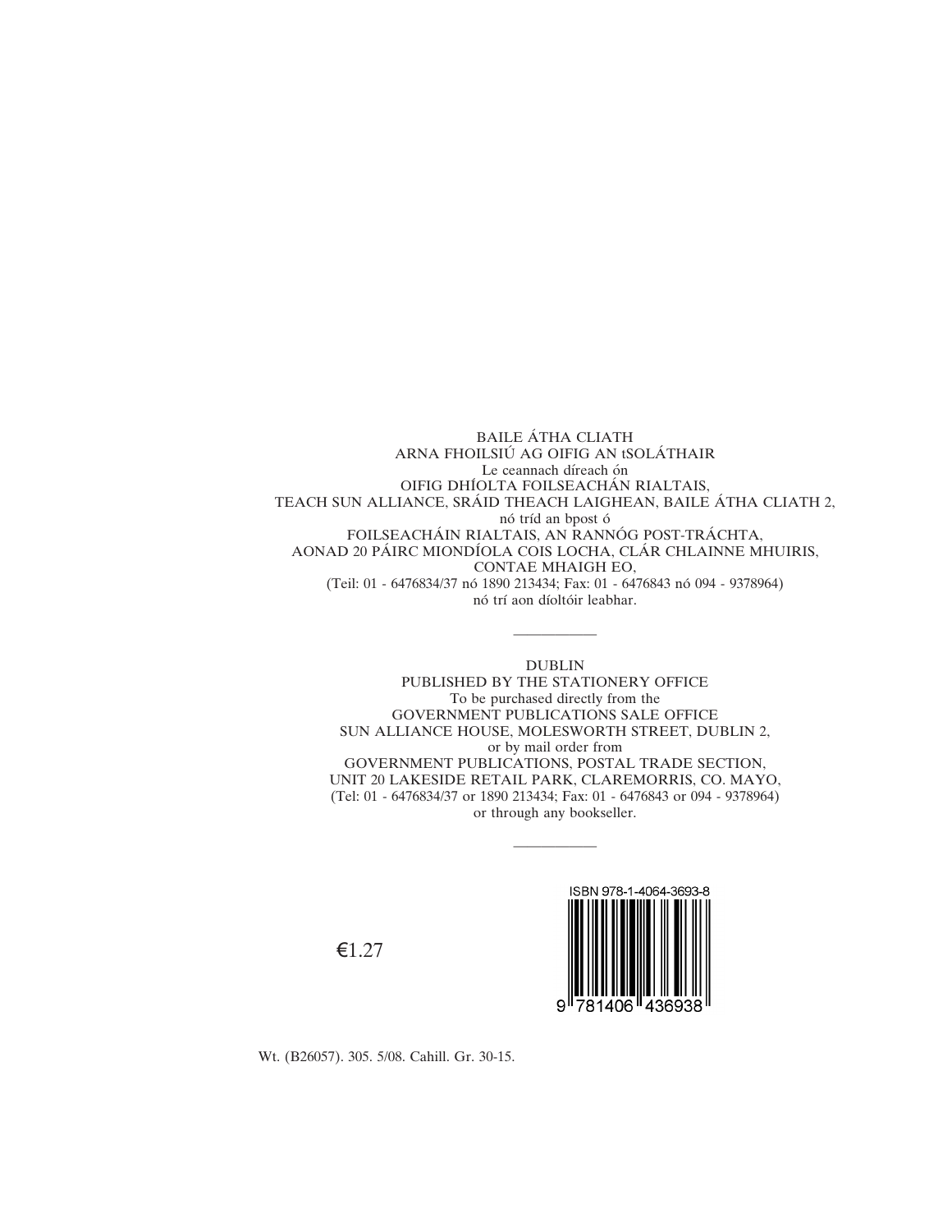BAILE ÁTHA CLIATH
ARNA FHOILSIÚ AG OIFIG AN tSOLÁTHAIR
Le ceannach díreach ón
OIFIG DHÍOLTA FOILSEACHÁN RIALTAIS,
TEACH SUN ALLIANCE, SRÁID THEACH LAIGHEAN, BAILE ÁTHA CLIATH 2,
nó tríd an bpost ó
FOILSEACHÁIN RIALTAIS, AN RANNÓG POST-TRÁCHTA,
AONAD 20 PÁIRC MIONDÍOLA COIS LOCHA, CLÁR CHLAINNE MHUIRIS,
CONTAE MHAIGH EO,
(Teil: 01 - 6476834/37 nó 1890 213434; Fax: 01 - 6476843 nó 094 - 9378964)
nó trí aon díoltóir leabhar.

---

DUBLIN
PUBLISHED BY THE STATIONERY OFFICE
To be purchased directly from the
GOVERNMENT PUBLICATIONS SALE OFFICE
SUN ALLIANCE HOUSE, MOLESWORTH STREET, DUBLIN 2,
or by mail order from
GOVERNMENT PUBLICATIONS, POSTAL TRADE SECTION,
UNIT 20 LAKESIDE RETAIL PARK, CLAREMORRIS, CO. MAYO,
(Tel: 01 - 6476834/37 or 1890 213434; Fax: 01 - 6476843 or 094 - 9378964)
or through any bookseller.

---

€1.27

ISBN 978-1-4064-3693-8

9 781406 436938

Wt. (B26057). 305. 5/08. Cahill. Gr. 30-15.